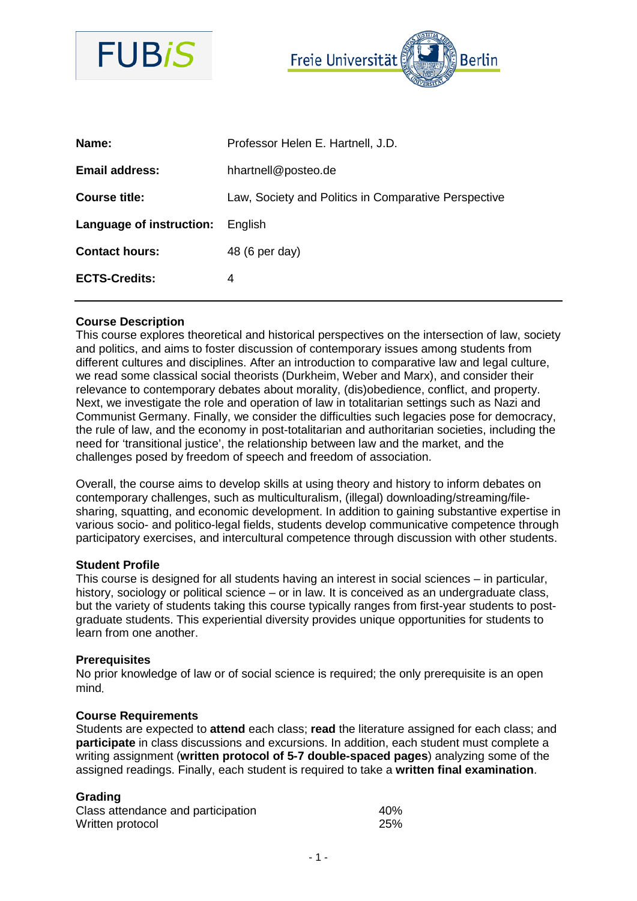| | |
|---|---|
| **Name:** | Professor Helen E. Hartnell, J.D. |
| **Email address:** | hhartnell@posteo.de |
| **Course title:** | Law, Society and Politics in Comparative Perspective |
| **Language of instruction:** | English |
| **Contact hours:** | 48 (6 per day) |
| **ECTS-Credits:** | 4 |

## Course Description

This course explores theoretical and historical perspectives on the intersection of law, society and politics, and aims to foster discussion of contemporary issues among students from different cultures and disciplines. After an introduction to comparative law and legal culture, we read some classical social theorists (Durkheim, Weber and Marx), and consider their relevance to contemporary debates about morality, (dis)obedience, conflict, and property. Next, we investigate the role and operation of law in totalitarian settings such as Nazi and Communist Germany. Finally, we consider the difficulties such legacies pose for democracy, the rule of law, and the economy in post-totalitarian and authoritarian societies, including the need for 'transitional justice', the relationship between law and the market, and the challenges posed by freedom of speech and freedom of association.

Overall, the course aims to develop skills at using theory and history to inform debates on contemporary challenges, such as multiculturalism, (illegal) downloading/streaming/file-sharing, squatting, and economic development. In addition to gaining substantive expertise in various socio- and politico-legal fields, students develop communicative competence through participatory exercises, and intercultural competence through discussion with other students.

## Student Profile

This course is designed for all students having an interest in social sciences – in particular, history, sociology or political science – or in law. It is conceived as an undergraduate class, but the variety of students taking this course typically ranges from first-year students to post-graduate students. This experiential diversity provides unique opportunities for students to learn from one another.

## Prerequisites

No prior knowledge of law or of social science is required; the only prerequisite is an open mind.

## Course Requirements

Students are expected to **attend** each class; **read** the literature assigned for each class; and **participate** in class discussions and excursions. In addition, each student must complete a writing assignment (**written protocol of 5-7 double-spaced pages**) analyzing some of the assigned readings. Finally, each student is required to take a **written final examination**.

## Grading

| | |
|---|---|
| Class attendance and participation | 40% |
| Written protocol | 25% |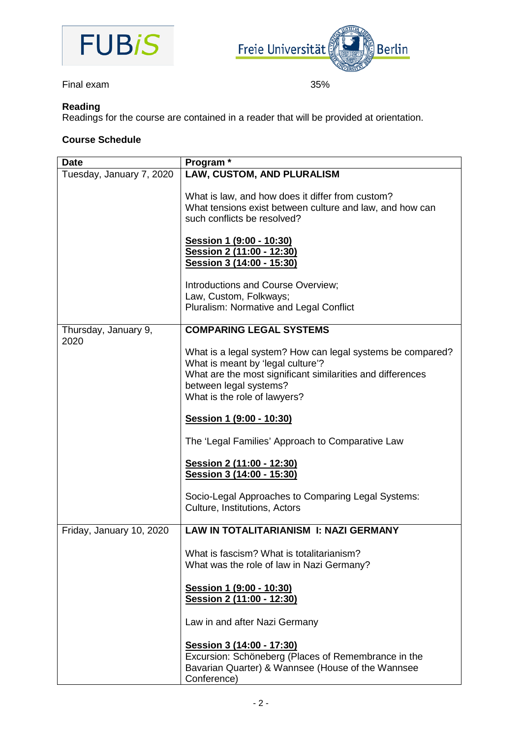| | |
|---|---|
| Final exam | 35% |

**Reading**
Readings for the course are contained in a reader that will be provided at orientation.

**Course Schedule**

| Date | Program * |
|---|---|
| Tuesday, January 7, 2020 | **LAW, CUSTOM, AND PLURALISM**<br><br>What is law, and how does it differ from custom?<br>What tensions exist between culture and law, and how can such conflicts be resolved?<br><br>**Session 1 (9:00 - 10:30)**<br>**Session 2 (11:00 - 12:30)**<br>**Session 3 (14:00 - 15:30)**<br><br>Introductions and Course Overview;<br>Law, Custom, Folkways;<br>Pluralism: Normative and Legal Conflict |
| Thursday, January 9, 2020 | **COMPARING LEGAL SYSTEMS**<br><br>What is a legal system? How can legal systems be compared?<br>What is meant by 'legal culture'?<br>What are the most significant similarities and differences between legal systems?<br>What is the role of lawyers?<br><br>**Session 1 (9:00 - 10:30)**<br><br>The 'Legal Families' Approach to Comparative Law<br><br>**Session 2 (11:00 - 12:30)**<br>**Session 3 (14:00 - 15:30)**<br><br>Socio-Legal Approaches to Comparing Legal Systems: Culture, Institutions, Actors |
| Friday, January 10, 2020 | **LAW IN TOTALITARIANISM I: NAZI GERMANY**<br><br>What is fascism? What is totalitarianism?<br>What was the role of law in Nazi Germany?<br><br>**Session 1 (9:00 - 10:30)**<br>**Session 2 (11:00 - 12:30)**<br><br>Law in and after Nazi Germany<br><br>**Session 3 (14:00 - 17:30)**<br>Excursion: Schöneberg (Places of Remembrance in the Bavarian Quarter) & Wannsee (House of the Wannsee Conference) |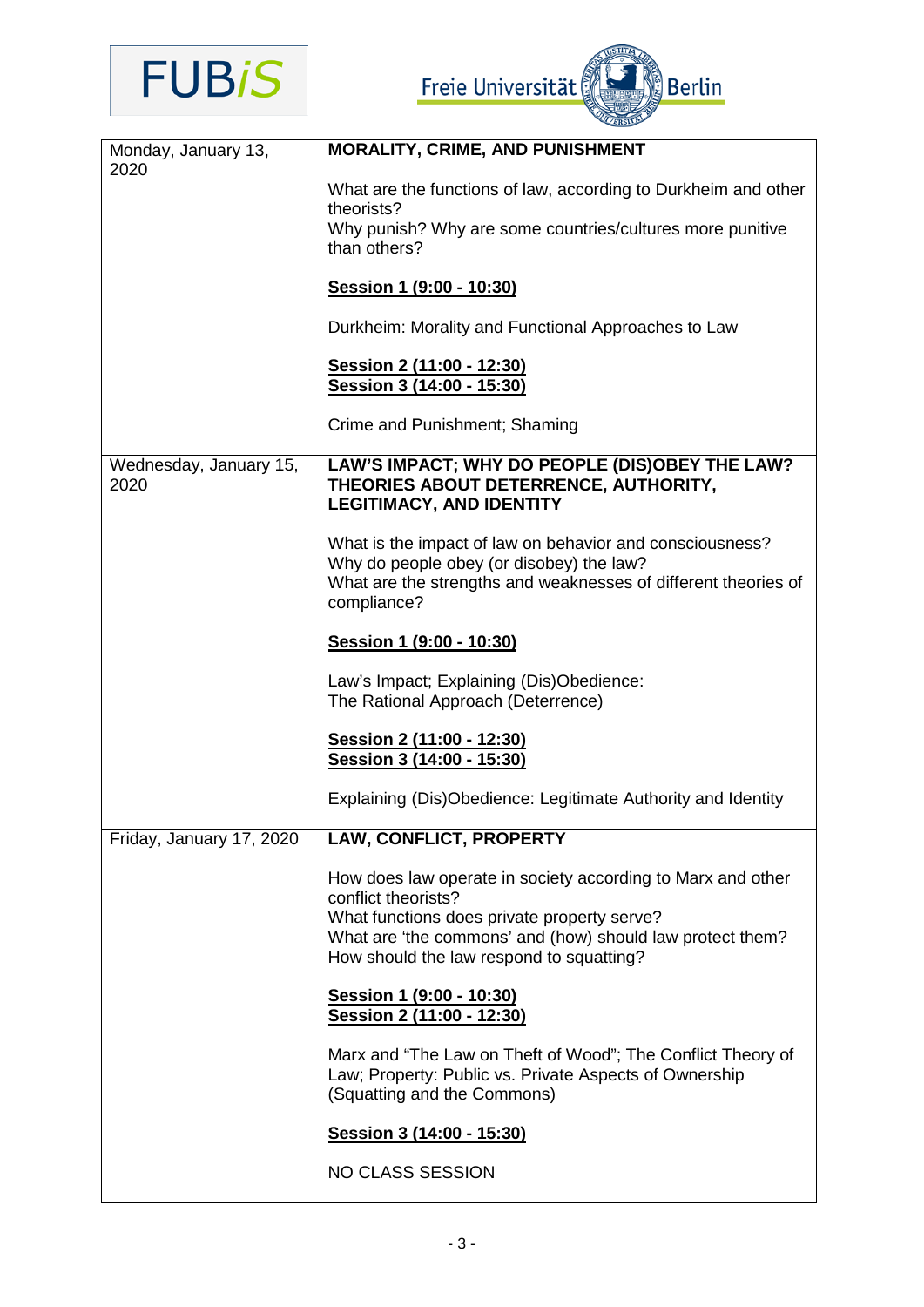| Monday, January 13, 2020 | **MORALITY, CRIME, AND PUNISHMENT**<br><br>What are the functions of law, according to Durkheim and other theorists?<br>Why punish? Why are some countries/cultures more punitive than others?<br><br>**<u>Session 1 (9:00 - 10:30)</u>**<br><br>Durkheim: Morality and Functional Approaches to Law<br><br>**<u>Session 2 (11:00 - 12:30)</u>**<br>**<u>Session 3 (14:00 - 15:30)</u>**<br><br>Crime and Punishment; Shaming |
|---|---|
| Wednesday, January 15, 2020 | **LAW'S IMPACT; WHY DO PEOPLE (DIS)OBEY THE LAW? THEORIES ABOUT DETERRENCE, AUTHORITY, LEGITIMACY, AND IDENTITY**<br><br>What is the impact of law on behavior and consciousness?<br>Why do people obey (or disobey) the law?<br>What are the strengths and weaknesses of different theories of compliance?<br><br>**<u>Session 1 (9:00 - 10:30)</u>**<br><br>Law's Impact; Explaining (Dis)Obedience:<br>The Rational Approach (Deterrence)<br><br>**<u>Session 2 (11:00 - 12:30)</u>**<br>**<u>Session 3 (14:00 - 15:30)</u>**<br><br>Explaining (Dis)Obedience: Legitimate Authority and Identity |
| Friday, January 17, 2020 | **LAW, CONFLICT, PROPERTY**<br><br>How does law operate in society according to Marx and other conflict theorists?<br>What functions does private property serve?<br>What are 'the commons' and (how) should law protect them?<br>How should the law respond to squatting?<br><br>**<u>Session 1 (9:00 - 10:30)</u>**<br>**<u>Session 2 (11:00 - 12:30)</u>**<br><br>Marx and "The Law on Theft of Wood"; The Conflict Theory of Law; Property: Public vs. Private Aspects of Ownership (Squatting and the Commons)<br><br>**<u>Session 3 (14:00 - 15:30)</u>**<br><br>NO CLASS SESSION |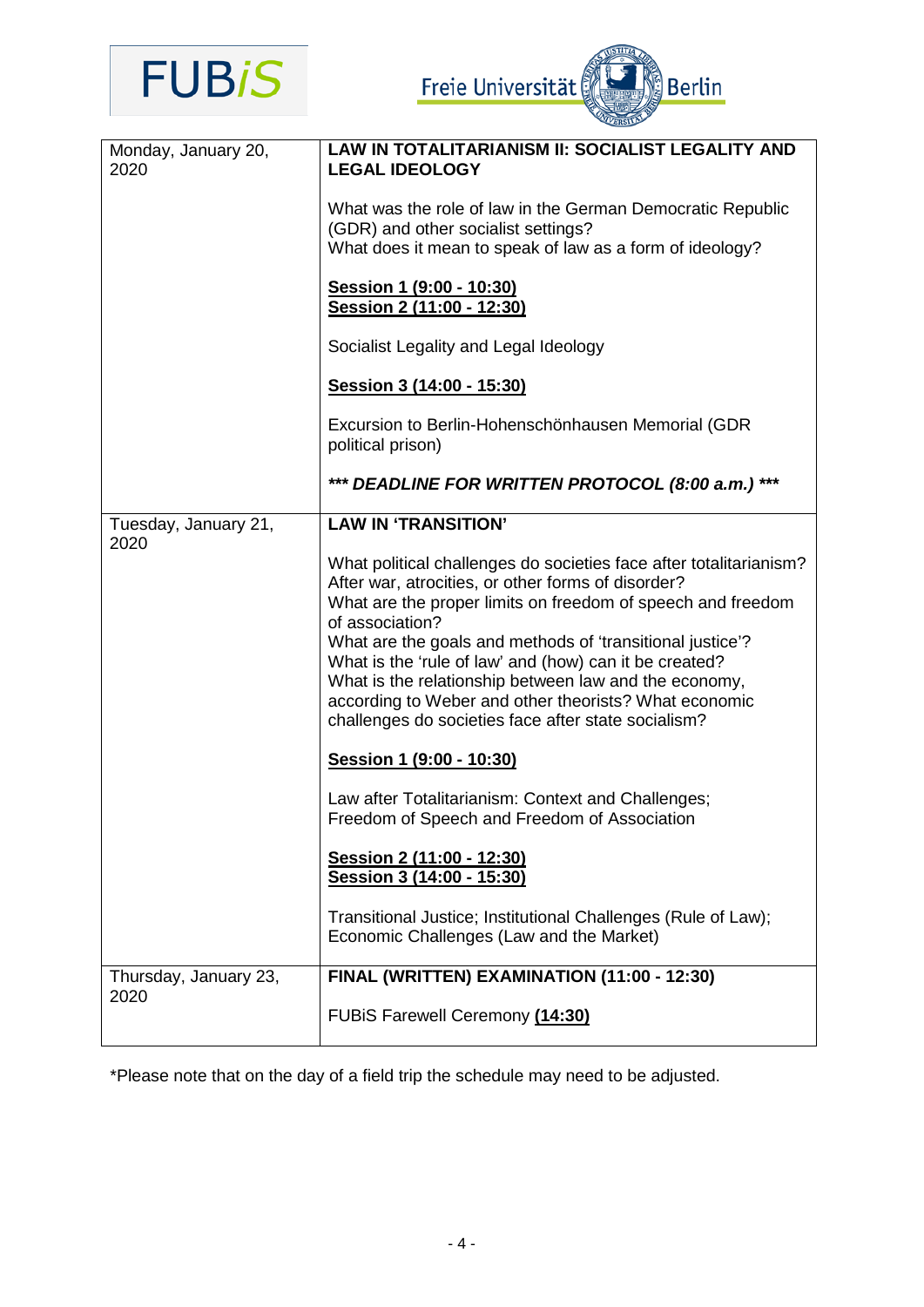| | |
|---|---|
| Monday, January 20, 2020 | **LAW IN TOTALITARIANISM II: SOCIALIST LEGALITY AND LEGAL IDEOLOGY**<br><br>What was the role of law in the German Democratic Republic (GDR) and other socialist settings?<br>What does it mean to speak of law as a form of ideology?<br><br>**Session 1 (9:00 - 10:30)**<br>**Session 2 (11:00 - 12:30)**<br><br>Socialist Legality and Legal Ideology<br><br>**Session 3 (14:00 - 15:30)**<br><br>Excursion to Berlin-Hohenschönhausen Memorial (GDR political prison)<br><br>***\*\*\* DEADLINE FOR WRITTEN PROTOCOL (8:00 a.m.) \*\*\**** |
| Tuesday, January 21, 2020 | **LAW IN 'TRANSITION'**<br><br>What political challenges do societies face after totalitarianism? After war, atrocities, or other forms of disorder?<br>What are the proper limits on freedom of speech and freedom of association?<br>What are the goals and methods of 'transitional justice'?<br>What is the 'rule of law' and (how) can it be created?<br>What is the relationship between law and the economy, according to Weber and other theorists? What economic challenges do societies face after state socialism?<br><br>**Session 1 (9:00 - 10:30)**<br><br>Law after Totalitarianism: Context and Challenges; Freedom of Speech and Freedom of Association<br><br>**Session 2 (11:00 - 12:30)**<br>**Session 3 (14:00 - 15:30)**<br><br>Transitional Justice; Institutional Challenges (Rule of Law); Economic Challenges (Law and the Market) |
| Thursday, January 23, 2020 | **FINAL (WRITTEN) EXAMINATION (11:00 - 12:30)**<br><br>FUBiS Farewell Ceremony **(14:30)** |

*Please note that on the day of a field trip the schedule may need to be adjusted.